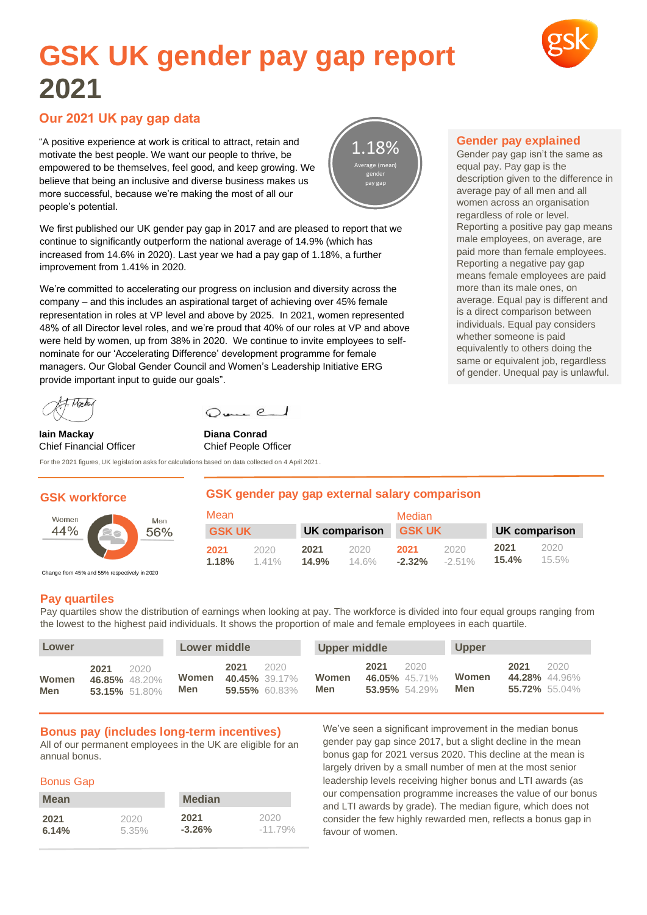# GSK UK gender pay gap report 2021

## Our 2021 UK pay gap data

"A positive experience at work is critical to attract, retain and motivate the best people. We want our people to thrive, be empowered to be themselves, feel good, and keep growing. We believe that being an inclusive and diverse business makes us more successful, because we're making the most of all our people's potential.

1.18% Average (mean) gender pay gap

We first published our UK gender pay gap in 2017 and are pleased to report that we continue to significantly outperform the national average of 14.9% (which has increased from 14.6% in 2020). Last year we had a pay gap of 1.18%, a further improvement from 1.41% in 2020.

We're committed to accelerating our progress on inclusion and diversity across the company – and this includes an aspirational target of achieving over 45% female representation in roles at VP level and above by 2025. In 2021, women represented 48% of all Director level roles, and we're proud that 40% of our roles at VP and above were held by women, up from 38% in 2020. We continue to invite employees to self-nominate for our 'Accelerating Difference' development programme for female managers. Our Global Gender Council and Women's Leadership Initiative ERG provide important input to guide our goals".

**Iain Mackay**
Chief Financial Officer

**Diana Conrad**
Chief People Officer

For the 2021 figures, UK legislation asks for calculations based on data collected on 4 April 2021.

### Gender pay explained

Gender pay gap isn't the same as equal pay. Pay gap is the description given to the difference in average pay of all men and all women across an organisation regardless of role or level. Reporting a positive pay gap means male employees, on average, are paid more than female employees. Reporting a negative pay gap means female employees are paid more than its male ones, on average. Equal pay is different and is a direct comparison between individuals. Equal pay considers whether someone is paid equivalently to others doing the same or equivalent job, regardless of gender. Unequal pay is unlawful.

## GSK workforce

| Women | Men |
|---|---|
| 44% | 56% |

Change from 45% and 55% respectively in 2020

## GSK gender pay gap external salary comparison

| | Mean | | | | Median | | | |
|---|---|---|---|---|---|---|---|---|
| | GSK UK | | UK comparison | | GSK UK | | UK comparison | |
| | 2021 | 2020 | 2021 | 2020 | 2021 | 2020 | 2021 | 2020 |
| | 1.18% | 1.41% | 14.9% | 14.6% | -2.32% | -2.51% | 15.4% | 15.5% |

## Pay quartiles

Pay quartiles show the distribution of earnings when looking at pay. The workforce is divided into four equal groups ranging from the lowest to the highest paid individuals. It shows the proportion of male and female employees in each quartile.

| | Lower | | Lower middle | | Upper middle | | Upper | |
|---|---|---|---|---|---|---|---|---|
| | 2021 | 2020 | 2021 | 2020 | 2021 | 2020 | 2021 | 2020 |
| Women | 46.85% | 48.20% | 40.45% | 39.17% | 46.05% | 45.71% | 44.28% | 44.96% |
| Men | 53.15% | 51.80% | 59.55% | 60.83% | 53.95% | 54.29% | 55.72% | 55.04% |

## Bonus pay (includes long-term incentives)

All of our permanent employees in the UK are eligible for an annual bonus.

### Bonus Gap

| Mean | | Median | |
|---|---|---|---|
| 2021 | 2020 | 2021 | 2020 |
| 6.14% | 5.35% | -3.26% | -11.79% |

We've seen a significant improvement in the median bonus gender pay gap since 2017, but a slight decline in the mean bonus gap for 2021 versus 2020. This decline at the mean is largely driven by a small number of men at the most senior leadership levels receiving higher bonus and LTI awards (as our compensation programme increases the value of our bonus and LTI awards by grade). The median figure, which does not consider the few highly rewarded men, reflects a bonus gap in favour of women.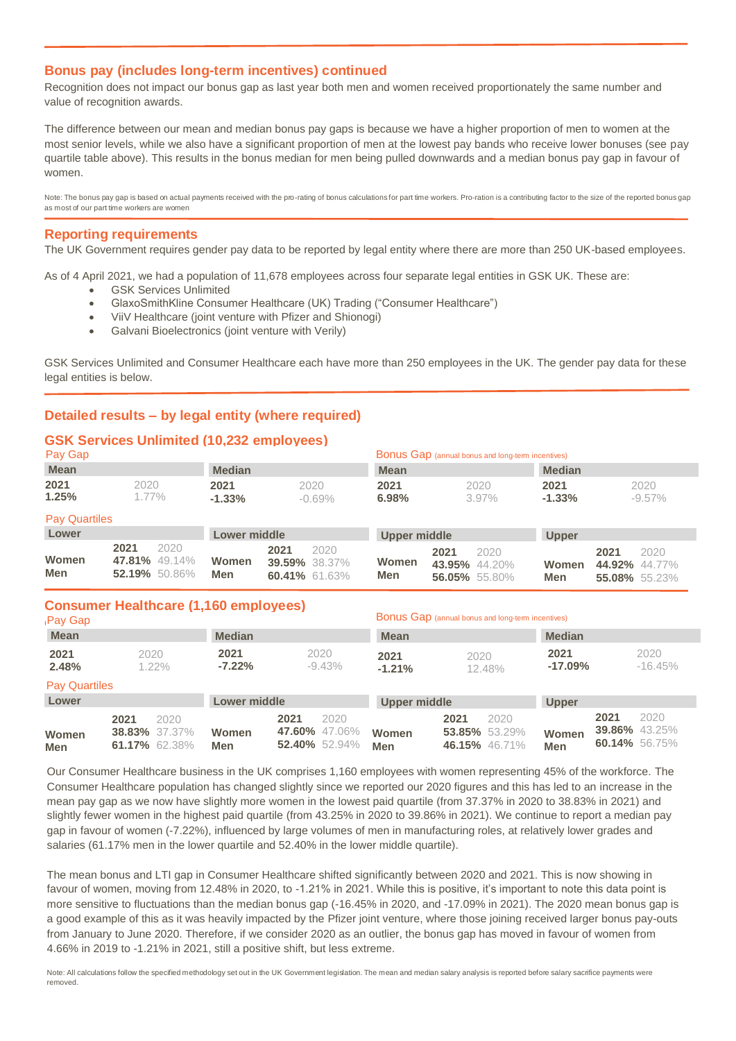## Bonus pay (includes long-term incentives) continued

Recognition does not impact our bonus gap as last year both men and women received proportionately the same number and value of recognition awards.

The difference between our mean and median bonus pay gaps is because we have a higher proportion of men to women at the most senior levels, while we also have a significant proportion of men at the lowest pay bands who receive lower bonuses (see pay quartile table above). This results in the bonus median for men being pulled downwards and a median bonus pay gap in favour of women.

Note: The bonus pay gap is based on actual payments received with the pro-rating of bonus calculations for part time workers. Pro-ration is a contributing factor to the size of the reported bonus gap as most of our part time workers are women

## Reporting requirements

The UK Government requires gender pay data to be reported by legal entity where there are more than 250 UK-based employees.

As of 4 April 2021, we had a population of 11,678 employees across four separate legal entities in GSK UK. These are:

- GSK Services Unlimited
- GlaxoSmithKline Consumer Healthcare (UK) Trading ("Consumer Healthcare")
- ViiV Healthcare (joint venture with Pfizer and Shionogi)
- Galvani Bioelectronics (joint venture with Verily)

GSK Services Unlimited and Consumer Healthcare each have more than 250 employees in the UK. The gender pay data for these legal entities is below.

## Detailed results – by legal entity (where required)

### GSK Services Unlimited (10,232 employees)

**Pay Gap**

| | 2021 | 2020 |
|---|---|---|
| Mean | 1.25% | 1.77% |
| Median | -1.33% | -0.69% |

**Bonus Gap** (annual bonus and long-term incentives)

| | 2021 | 2020 |
|---|---|---|
| Mean | 6.98% | 3.97% |
| Median | -1.33% | -9.57% |

**Pay Quartiles**

| | Lower 2021 | Lower 2020 | Lower middle 2021 | Lower middle 2020 | Upper middle 2021 | Upper middle 2020 | Upper 2021 | Upper 2020 |
|---|---|---|---|---|---|---|---|---|
| Women | 47.81% | 49.14% | 39.59% | 38.37% | 43.95% | 44.20% | 44.92% | 44.77% |
| Men | 52.19% | 50.86% | 60.41% | 61.63% | 56.05% | 55.80% | 55.08% | 55.23% |

### Consumer Healthcare (1,160 employees)

**Pay Gap**

| | 2021 | 2020 |
|---|---|---|
| Mean | 2.48% | 1.22% |
| Median | -7.22% | -9.43% |

**Bonus Gap** (annual bonus and long-term incentives)

| | 2021 | 2020 |
|---|---|---|
| Mean | -1.21% | 12.48% |
| Median | -17.09% | -16.45% |

**Pay Quartiles**

| | Lower 2021 | Lower 2020 | Lower middle 2021 | Lower middle 2020 | Upper middle 2021 | Upper middle 2020 | Upper 2021 | Upper 2020 |
|---|---|---|---|---|---|---|---|---|
| Women | 38.83% | 37.37% | 47.60% | 47.06% | 53.85% | 53.29% | 39.86% | 43.25% |
| Men | 61.17% | 62.38% | 52.40% | 52.94% | 46.15% | 46.71% | 60.14% | 56.75% |

Our Consumer Healthcare business in the UK comprises 1,160 employees with women representing 45% of the workforce. The Consumer Healthcare population has changed slightly since we reported our 2020 figures and this has led to an increase in the mean pay gap as we now have slightly more women in the lowest paid quartile (from 37.37% in 2020 to 38.83% in 2021) and slightly fewer women in the highest paid quartile (from 43.25% in 2020 to 39.86% in 2021). We continue to report a median pay gap in favour of women (-7.22%), influenced by large volumes of men in manufacturing roles, at relatively lower grades and salaries (61.17% men in the lower quartile and 52.40% in the lower middle quartile).

The mean bonus and LTI gap in Consumer Healthcare shifted significantly between 2020 and 2021. This is now showing in favour of women, moving from 12.48% in 2020, to -1.21% in 2021. While this is positive, it's important to note this data point is more sensitive to fluctuations than the median bonus gap (-16.45% in 2020, and -17.09% in 2021). The 2020 mean bonus gap is a good example of this as it was heavily impacted by the Pfizer joint venture, where those joining received larger bonus pay-outs from January to June 2020. Therefore, if we consider 2020 as an outlier, the bonus gap has moved in favour of women from 4.66% in 2019 to -1.21% in 2021, still a positive shift, but less extreme.

Note: All calculations follow the specified methodology set out in the UK Government legislation. The mean and median salary analysis is reported before salary sacrifice payments were removed.